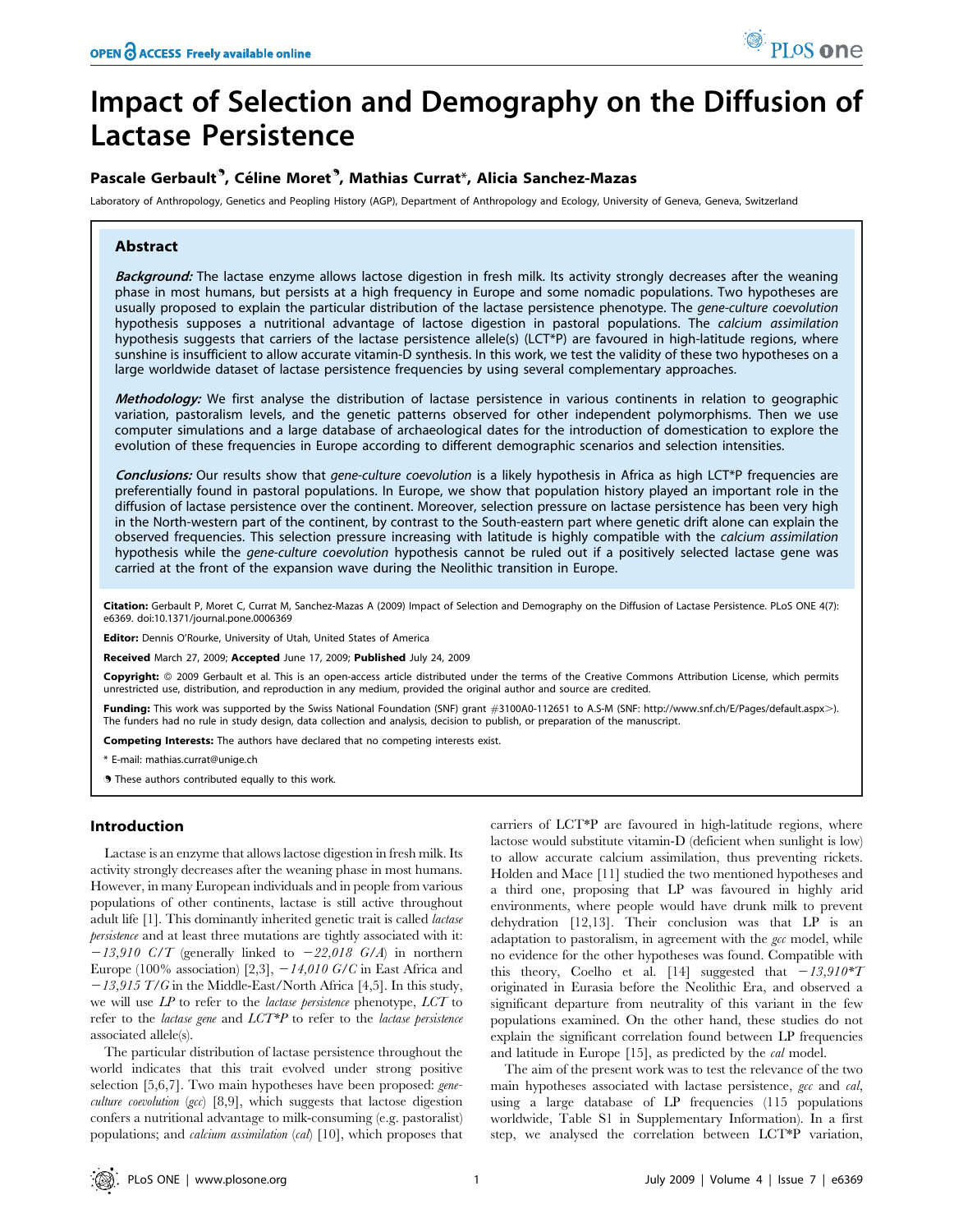# Impact of Selection and Demography on the Diffusion of Lactase Persistence

**Pascale Gerbault, Céline Moret, Mathias Currat*, Alicia Sanchez-Mazas**

Laboratory of Anthropology, Genetics and Peopling History (AGP), Department of Anthropology and Ecology, University of Geneva, Geneva, Switzerland

## Abstract

***Background:*** The lactase enzyme allows lactose digestion in fresh milk. Its activity strongly decreases after the weaning phase in most humans, but persists at a high frequency in Europe and some nomadic populations. Two hypotheses are usually proposed to explain the particular distribution of the lactase persistence phenotype. The *gene-culture coevolution* hypothesis supposes a nutritional advantage of lactose digestion in pastoral populations. The *calcium assimilation* hypothesis suggests that carriers of the lactase persistence allele(s) (LCT*P) are favoured in high-latitude regions, where sunshine is insufficient to allow accurate vitamin-D synthesis. In this work, we test the validity of these two hypotheses on a large worldwide dataset of lactase persistence frequencies by using several complementary approaches.

***Methodology:*** We first analyse the distribution of lactase persistence in various continents in relation to geographic variation, pastoralism levels, and the genetic patterns observed for other independent polymorphisms. Then we use computer simulations and a large database of archaeological dates for the introduction of domestication to explore the evolution of these frequencies in Europe according to different demographic scenarios and selection intensities.

***Conclusions:*** Our results show that *gene-culture coevolution* is a likely hypothesis in Africa as high LCT*P frequencies are preferentially found in pastoral populations. In Europe, we show that population history played an important role in the diffusion of lactase persistence over the continent. Moreover, selection pressure on lactase persistence has been very high in the North-western part of the continent, by contrast to the South-eastern part where genetic drift alone can explain the observed frequencies. This selection pressure increasing with latitude is highly compatible with the *calcium assimilation* hypothesis while the *gene-culture coevolution* hypothesis cannot be ruled out if a positively selected lactase gene was carried at the front of the expansion wave during the Neolithic transition in Europe.

**Citation:** Gerbault P, Moret C, Currat M, Sanchez-Mazas A (2009) Impact of Selection and Demography on the Diffusion of Lactase Persistence. PLoS ONE 4(7): e6369. doi:10.1371/journal.pone.0006369

**Editor:** Dennis O'Rourke, University of Utah, United States of America

**Received** March 27, 2009; **Accepted** June 17, 2009; **Published** July 24, 2009

**Copyright:** © 2009 Gerbault et al. This is an open-access article distributed under the terms of the Creative Commons Attribution License, which permits unrestricted use, distribution, and reproduction in any medium, provided the original author and source are credited.

**Funding:** This work was supported by the Swiss National Foundation (SNF) grant #3100A0-112651 to A.S-M (SNF: http://www.snf.ch/E/Pages/default.aspx>). The funders had no rule in study design, data collection and analysis, decision to publish, or preparation of the manuscript.

**Competing Interests:** The authors have declared that no competing interests exist.

\* E-mail: mathias.currat@unige.ch

These authors contributed equally to this work.

## Introduction

Lactase is an enzyme that allows lactose digestion in fresh milk. Its activity strongly decreases after the weaning phase in most humans. However, in many European individuals and in people from various populations of other continents, lactase is still active throughout adult life [1]. This dominantly inherited genetic trait is called *lactase persistence* and at least three mutations are tightly associated with it: *−13,910 C/T* (generally linked to *−22,018 G/A*) in northern Europe (100% association) [2,3], *−14,010 G/C* in East Africa and *−13,915 T/G* in the Middle-East/North Africa [4,5]. In this study, we will use *LP* to refer to the *lactase persistence* phenotype, *LCT* to refer to the *lactase gene* and *LCT*P* to refer to the *lactase persistence* associated allele(s).

The particular distribution of lactase persistence throughout the world indicates that this trait evolved under strong positive selection [5,6,7]. Two main hypotheses have been proposed: *gene-culture coevolution* (*gcc*) [8,9], which suggests that lactose digestion confers a nutritional advantage to milk-consuming (e.g. pastoralist) populations; and *calcium assimilation* (*cal*) [10], which proposes that carriers of LCT*P are favoured in high-latitude regions, where lactose would substitute vitamin-D (deficient when sunlight is low) to allow accurate calcium assimilation, thus preventing rickets. Holden and Mace [11] studied the two mentioned hypotheses and a third one, proposing that LP was favoured in highly arid environments, where people would have drunk milk to prevent dehydration [12,13]. Their conclusion was that LP is an adaptation to pastoralism, in agreement with the *gcc* model, while no evidence for the other hypotheses was found. Compatible with this theory, Coelho et al. [14] suggested that *−13,910*T* originated in Eurasia before the Neolithic Era, and observed a significant departure from neutrality of this variant in the few populations examined. On the other hand, these studies do not explain the significant correlation found between LP frequencies and latitude in Europe [15], as predicted by the *cal* model.

The aim of the present work was to test the relevance of the two main hypotheses associated with lactase persistence, *gcc* and *cal*, using a large database of LP frequencies (115 populations worldwide, Table S1 in Supplementary Information). In a first step, we analysed the correlation between LCT*P variation,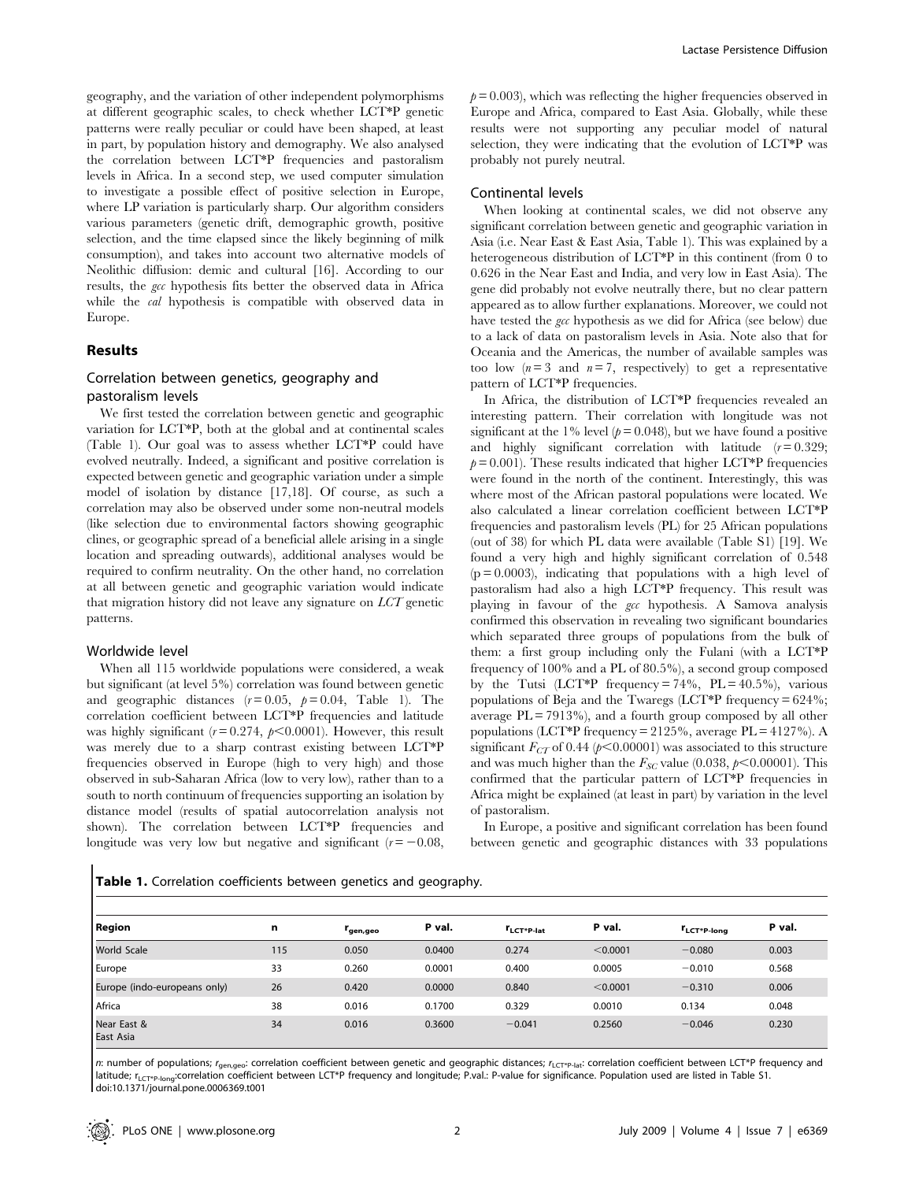geography, and the variation of other independent polymorphisms at different geographic scales, to check whether LCT*P genetic patterns were really peculiar or could have been shaped, at least in part, by population history and demography. We also analysed the correlation between LCT*P frequencies and pastoralism levels in Africa. In a second step, we used computer simulation to investigate a possible effect of positive selection in Europe, where LP variation is particularly sharp. Our algorithm considers various parameters (genetic drift, demographic growth, positive selection, and the time elapsed since the likely beginning of milk consumption), and takes into account two alternative models of Neolithic diffusion: demic and cultural [16]. According to our results, the *gcc* hypothesis fits better the observed data in Africa while the *cal* hypothesis is compatible with observed data in Europe.

## Results

### Correlation between genetics, geography and pastoralism levels

We first tested the correlation between genetic and geographic variation for LCT*P, both at the global and at continental scales (Table 1). Our goal was to assess whether LCT*P could have evolved neutrally. Indeed, a significant and positive correlation is expected between genetic and geographic variation under a simple model of isolation by distance [17,18]. Of course, as such a correlation may also be observed under some non-neutral models (like selection due to environmental factors showing geographic clines, or geographic spread of a beneficial allele arising in a single location and spreading outwards), additional analyses would be required to confirm neutrality. On the other hand, no correlation at all between genetic and geographic variation would indicate that migration history did not leave any signature on *LCT* genetic patterns.

### Worldwide level

When all 115 worldwide populations were considered, a weak but significant (at level 5%) correlation was found between genetic and geographic distances ($r = 0.05$, $p = 0.04$, Table 1). The correlation coefficient between LCT*P frequencies and latitude was highly significant ($r = 0.274$, $p < 0.0001$). However, this result was merely due to a sharp contrast existing between LCT*P frequencies observed in Europe (high to very high) and those observed in sub-Saharan Africa (low to very low), rather than to a south to north continuum of frequencies supporting an isolation by distance model (results of spatial autocorrelation analysis not shown). The correlation between LCT*P frequencies and longitude was very low but negative and significant ($r = -0.08$, $p = 0.003$), which was reflecting the higher frequencies observed in Europe and Africa, compared to East Asia. Globally, while these results were not supporting any peculiar model of natural selection, they were indicating that the evolution of LCT*P was probably not purely neutral.

### Continental levels

When looking at continental scales, we did not observe any significant correlation between genetic and geographic variation in Asia (i.e. Near East & East Asia, Table 1). This was explained by a heterogeneous distribution of LCT*P in this continent (from 0 to 0.626 in the Near East and India, and very low in East Asia). The gene did probably not evolve neutrally there, but no clear pattern appeared as to allow further explanations. Moreover, we could not have tested the *gcc* hypothesis as we did for Africa (see below) due to a lack of data on pastoralism levels in Asia. Note also that for Oceania and the Americas, the number of available samples was too low ($n = 3$ and $n = 7$, respectively) to get a representative pattern of LCT*P frequencies.

In Africa, the distribution of LCT*P frequencies revealed an interesting pattern. Their correlation with longitude was not significant at the 1% level ($p = 0.048$), but we have found a positive and highly significant correlation with latitude ($r = 0.329$; $p = 0.001$). These results indicated that higher LCT*P frequencies were found in the north of the continent. Interestingly, this was where most of the African pastoral populations were located. We also calculated a linear correlation coefficient between LCT*P frequencies and pastoralism levels (PL) for 25 African populations (out of 38) for which PL data were available (Table S1) [19]. We found a very high and highly significant correlation of 0.548 ($p = 0.0003$), indicating that populations with a high level of pastoralism had also a high LCT*P frequency. This result was playing in favour of the *gcc* hypothesis. A Samova analysis confirmed this observation in revealing two significant boundaries which separated three groups of populations from the bulk of them: a first group including only the Fulani (with a LCT*P frequency of 100% and a PL of 80.5%), a second group composed by the Tutsi (LCT*P frequency = 74%, PL = 40.5%), various populations of Beja and the Twaregs (LCT*P frequency = 624%; average PL = 7913%), and a fourth group composed by all other populations (LCT*P frequency = 2125%, average PL = 4127%). A significant $F_{CT}$ of 0.44 ($p < 0.00001$) was associated to this structure and was much higher than the $F_{SC}$ value (0.038, $p < 0.00001$). This confirmed that the particular pattern of LCT*P frequencies in Africa might be explained (at least in part) by variation in the level of pastoralism.

In Europe, a positive and significant correlation has been found between genetic and geographic distances with 33 populations

**Table 1.** Correlation coefficients between genetics and geography.

| Region | n | $r_{gen,geo}$ | P val. | $r_{LCT*P\text{-}lat}$ | P val. | $r_{LCT*P\text{-}long}$ | P val. |
|---|---|---|---|---|---|---|---|
| World Scale | 115 | 0.050 | 0.0400 | 0.274 | <0.0001 | −0.080 | 0.003 |
| Europe | 33 | 0.260 | 0.0001 | 0.400 | 0.0005 | −0.010 | 0.568 |
| Europe (indo-europeans only) | 26 | 0.420 | 0.0000 | 0.840 | <0.0001 | −0.310 | 0.006 |
| Africa | 38 | 0.016 | 0.1700 | 0.329 | 0.0010 | 0.134 | 0.048 |
| Near East & East Asia | 34 | 0.016 | 0.3600 | −0.041 | 0.2560 | −0.046 | 0.230 |

*n*: number of populations; $r_{gen,geo}$: correlation coefficient between genetic and geographic distances; $r_{LCT*P\text{-}lat}$: correlation coefficient between LCT*P frequency and latitude; $r_{LCT*P\text{-}long}$: correlation coefficient between LCT*P frequency and longitude; P.val.: P-value for significance. Population used are listed in Table S1.
doi:10.1371/journal.pone.0006369.t001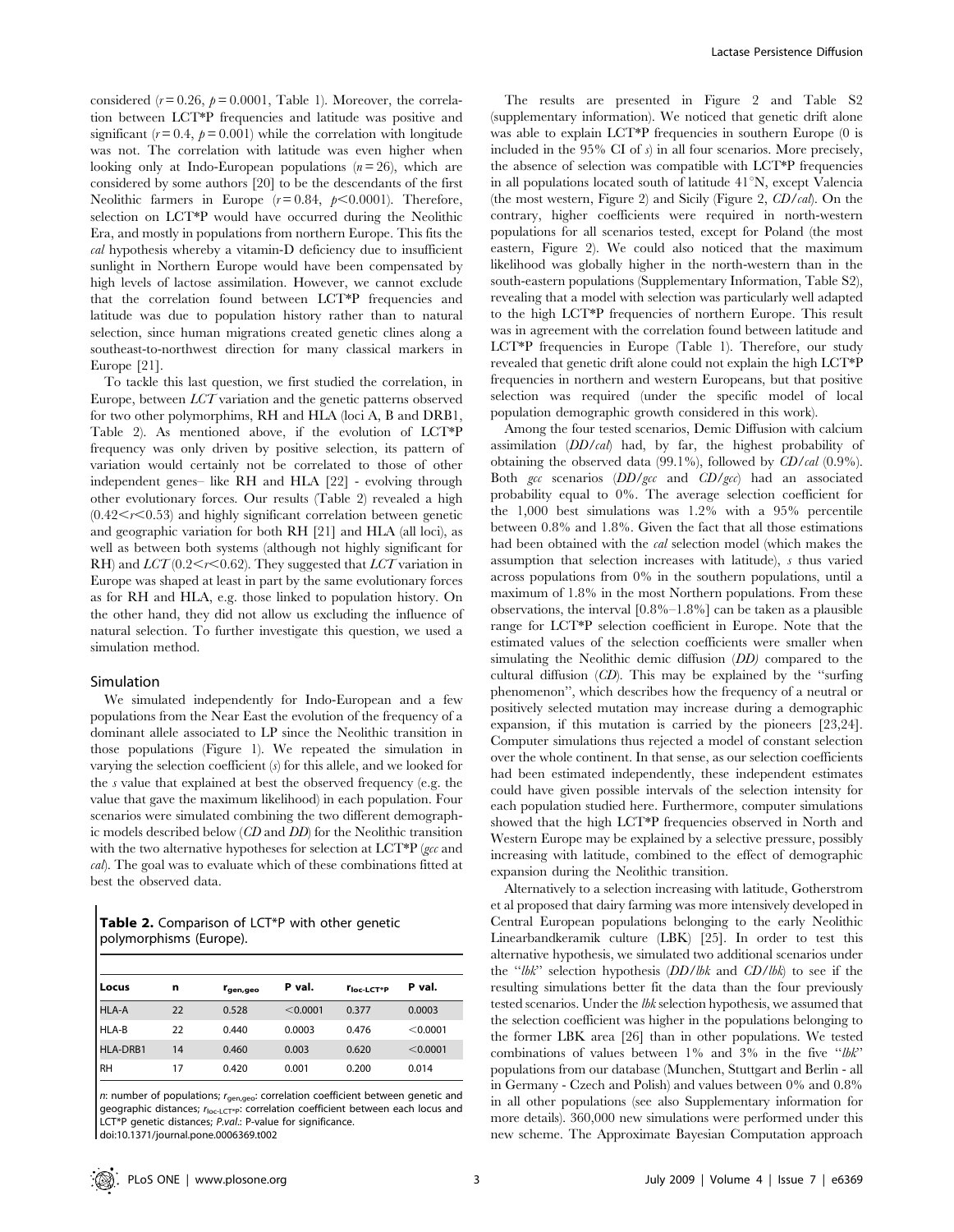considered ($r = 0.26$, $p = 0.0001$, Table 1). Moreover, the correlation between LCT*P frequencies and latitude was positive and significant ($r = 0.4$, $p = 0.001$) while the correlation with longitude was not. The correlation with latitude was even higher when looking only at Indo-European populations ($n = 26$), which are considered by some authors [20] to be the descendants of the first Neolithic farmers in Europe ($r = 0.84$, $p < 0.0001$). Therefore, selection on LCT*P would have occurred during the Neolithic Era, and mostly in populations from northern Europe. This fits the *cal* hypothesis whereby a vitamin-D deficiency due to insufficient sunlight in Northern Europe would have been compensated by high levels of lactose assimilation. However, we cannot exclude that the correlation found between LCT*P frequencies and latitude was due to population history rather than to natural selection, since human migrations created genetic clines along a southeast-to-northwest direction for many classical markers in Europe [21].

To tackle this last question, we first studied the correlation, in Europe, between *LCT* variation and the genetic patterns observed for two other polymorphims, RH and HLA (loci A, B and DRB1, Table 2). As mentioned above, if the evolution of LCT*P frequency was only driven by positive selection, its pattern of variation would certainly not be correlated to those of other independent genes– like RH and HLA [22] - evolving through other evolutionary forces. Our results (Table 2) revealed a high ($0.42 < r < 0.53$) and highly significant correlation between genetic and geographic variation for both RH [21] and HLA (all loci), as well as between both systems (although not highly significant for RH) and *LCT* ($0.2 < r < 0.62$). They suggested that *LCT* variation in Europe was shaped at least in part by the same evolutionary forces as for RH and HLA, e.g. those linked to population history. On the other hand, they did not allow us excluding the influence of natural selection. To further investigate this question, we used a simulation method.

## Simulation

We simulated independently for Indo-European and a few populations from the Near East the evolution of the frequency of a dominant allele associated to LP since the Neolithic transition in those populations (Figure 1). We repeated the simulation in varying the selection coefficient ($s$) for this allele, and we looked for the $s$ value that explained at best the observed frequency (e.g. the value that gave the maximum likelihood) in each population. Four scenarios were simulated combining the two different demographic models described below (*CD* and *DD*) for the Neolithic transition with the two alternative hypotheses for selection at LCT*P (*gcc* and *cal*). The goal was to evaluate which of these combinations fitted at best the observed data.

**Table 2.** Comparison of LCT*P with other genetic polymorphisms (Europe).

| Locus | n | $r_{gen,geo}$ | P val. | $r_{loc\text{-}LCT*P}$ | P val. |
|---|---|---|---|---|---|
| HLA-A | 22 | 0.528 | <0.0001 | 0.377 | 0.0003 |
| HLA-B | 22 | 0.440 | 0.0003 | 0.476 | <0.0001 |
| HLA-DRB1 | 14 | 0.460 | 0.003 | 0.620 | <0.0001 |
| RH | 17 | 0.420 | 0.001 | 0.200 | 0.014 |

*n*: number of populations; $r_{gen,geo}$: correlation coefficient between genetic and geographic distances; $r_{loc\text{-}LCT*P}$: correlation coefficient between each locus and LCT*P genetic distances; *P.val.*: P-value for significance.
doi:10.1371/journal.pone.0006369.t002

The results are presented in Figure 2 and Table S2 (supplementary information). We noticed that genetic drift alone was able to explain LCT*P frequencies in southern Europe (0 is included in the 95% CI of $s$) in all four scenarios. More precisely, the absence of selection was compatible with LCT*P frequencies in all populations located south of latitude 41°N, except Valencia (the most western, Figure 2) and Sicily (Figure 2, *CD/cal*). On the contrary, higher coefficients were required in north-western populations for all scenarios tested, except for Poland (the most eastern, Figure 2). We could also noticed that the maximum likelihood was globally higher in the north-western than in the south-eastern populations (Supplementary Information, Table S2), revealing that a model with selection was particularly well adapted to the high LCT*P frequencies of northern Europe. This result was in agreement with the correlation found between latitude and LCT*P frequencies in Europe (Table 1). Therefore, our study revealed that genetic drift alone could not explain the high LCT*P frequencies in northern and western Europeans, but that positive selection was required (under the specific model of local population demographic growth considered in this work).

Among the four tested scenarios, Demic Diffusion with calcium assimilation (*DD/cal*) had, by far, the highest probability of obtaining the observed data (99.1%), followed by *CD/cal* (0.9%). Both *gcc* scenarios (*DD/gcc* and *CD/gcc*) had an associated probability equal to 0%. The average selection coefficient for the 1,000 best simulations was 1.2% with a 95% percentile between 0.8% and 1.8%. Given the fact that all those estimations had been obtained with the *cal* selection model (which makes the assumption that selection increases with latitude), $s$ thus varied across populations from 0% in the southern populations, until a maximum of 1.8% in the most Northern populations. From these observations, the interval [0.8%–1.8%] can be taken as a plausible range for LCT*P selection coefficient in Europe. Note that the estimated values of the selection coefficients were smaller when simulating the Neolithic demic diffusion (*DD*) compared to the cultural diffusion (*CD*). This may be explained by the "surfing phenomenon", which describes how the frequency of a neutral or positively selected mutation may increase during a demographic expansion, if this mutation is carried by the pioneers [23,24]. Computer simulations thus rejected a model of constant selection over the whole continent. In that sense, as our selection coefficients had been estimated independently, these independent estimates could have given possible intervals of the selection intensity for each population studied here. Furthermore, computer simulations showed that the high LCT*P frequencies observed in North and Western Europe may be explained by a selective pressure, possibly increasing with latitude, combined to the effect of demographic expansion during the Neolithic transition.

Alternatively to a selection increasing with latitude, Gotherstrom et al proposed that dairy farming was more intensively developed in Central European populations belonging to the early Neolithic Linearbandkeramik culture (LBK) [25]. In order to test this alternative hypothesis, we simulated two additional scenarios under the "*lbk*" selection hypothesis (*DD/lbk* and *CD/lbk*) to see if the resulting simulations better fit the data than the four previously tested scenarios. Under the *lbk* selection hypothesis, we assumed that the selection coefficient was higher in the populations belonging to the former LBK area [26] than in other populations. We tested combinations of values between 1% and 3% in the five "*lbk*" populations from our database (Munchen, Stuttgart and Berlin - all in Germany - Czech and Polish) and values between 0% and 0.8% in all other populations (see also Supplementary information for more details). 360,000 new simulations were performed under this new scheme. The Approximate Bayesian Computation approach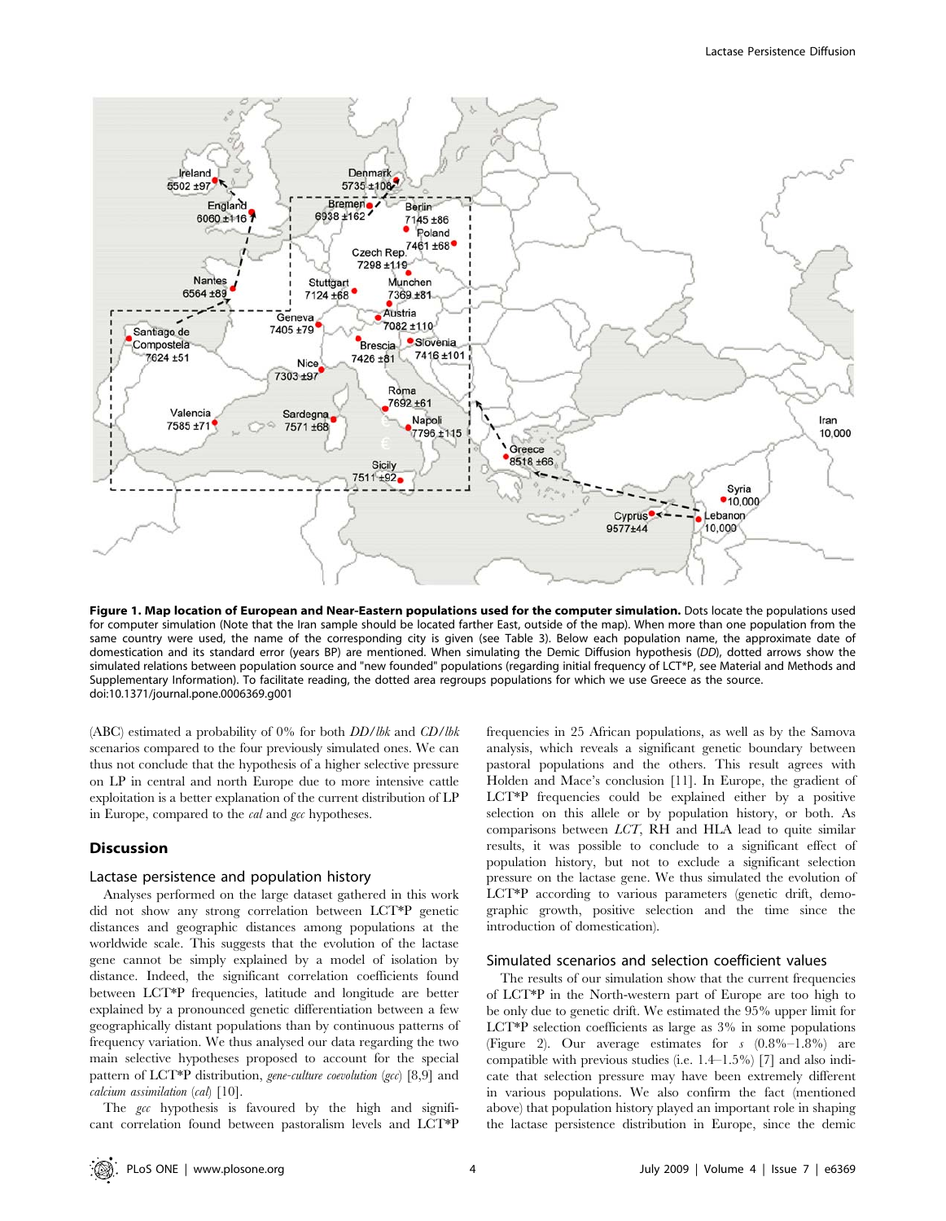**Figure 1. Map location of European and Near-Eastern populations used for the computer simulation.** Dots locate the populations used for computer simulation (Note that the Iran sample should be located farther East, outside of the map). When more than one population from the same country were used, the name of the corresponding city is given (see Table 3). Below each population name, the approximate date of domestication and its standard error (years BP) are mentioned. When simulating the Demic Diffusion hypothesis (*DD*), dotted arrows show the simulated relations between population source and "new founded" populations (regarding initial frequency of LCT*P, see Material and Methods and Supplementary Information). To facilitate reading, the dotted area regroups populations for which we use Greece as the source.
doi:10.1371/journal.pone.0006369.g001

(ABC) estimated a probability of 0% for both *DD/lbk* and *CD/lbk* scenarios compared to the four previously simulated ones. We can thus not conclude that the hypothesis of a higher selective pressure on LP in central and north Europe due to more intensive cattle exploitation is a better explanation of the current distribution of LP in Europe, compared to the *cal* and *gcc* hypotheses.

## Discussion

### Lactase persistence and population history

Analyses performed on the large dataset gathered in this work did not show any strong correlation between LCT*P genetic distances and geographic distances among populations at the worldwide scale. This suggests that the evolution of the lactase gene cannot be simply explained by a model of isolation by distance. Indeed, the significant correlation coefficients found between LCT*P frequencies, latitude and longitude are better explained by a pronounced genetic differentiation between a few geographically distant populations than by continuous patterns of frequency variation. We thus analysed our data regarding the two main selective hypotheses proposed to account for the special pattern of LCT*P distribution, *gene-culture coevolution* (*gcc*) [8,9] and *calcium assimilation* (*cal*) [10].

The *gcc* hypothesis is favoured by the high and significant correlation found between pastoralism levels and LCT*P frequencies in 25 African populations, as well as by the Samova analysis, which reveals a significant genetic boundary between pastoral populations and the others. This result agrees with Holden and Mace's conclusion [11]. In Europe, the gradient of LCT*P frequencies could be explained either by a positive selection on this allele or by population history, or both. As comparisons between *LCT*, RH and HLA lead to quite similar results, it was possible to conclude to a significant effect of population history, but not to exclude a significant selection pressure on the lactase gene. We thus simulated the evolution of LCT*P according to various parameters (genetic drift, demographic growth, positive selection and the time since the introduction of domestication).

### Simulated scenarios and selection coefficient values

The results of our simulation show that the current frequencies of LCT*P in the North-western part of Europe are too high to be only due to genetic drift. We estimated the 95% upper limit for LCT*P selection coefficients as large as 3% in some populations (Figure 2). Our average estimates for *s* (0.8%–1.8%) are compatible with previous studies (i.e. 1.4–1.5%) [7] and also indicate that selection pressure may have been extremely different in various populations. We also confirm the fact (mentioned above) that population history played an important role in shaping the lactase persistence distribution in Europe, since the demic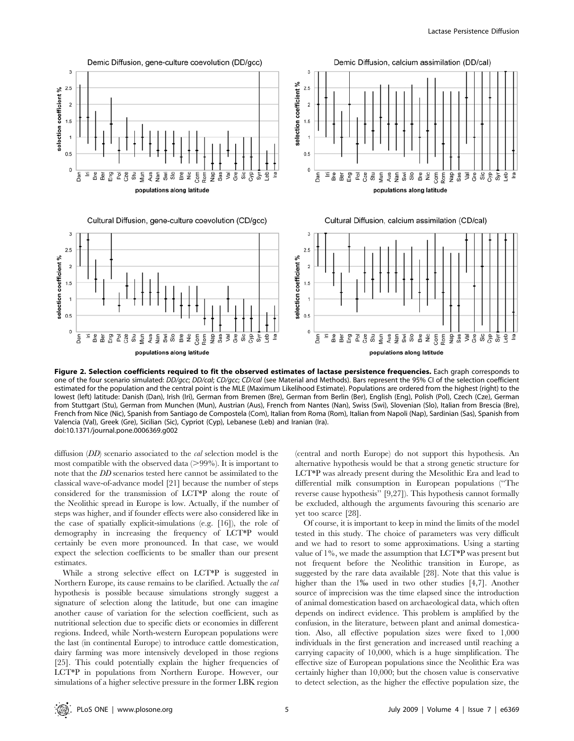**Figure 2. Selection coefficients required to fit the observed estimates of lactase persistence frequencies.** Each graph corresponds to one of the four scenario simulated: *DD/gcc*; *DD/cal*; *CD/gcc*; *CD/cal* (see Material and Methods). Bars represent the 95% CI of the selection coefficient estimated for the population and the central point is the MLE (Maximum Likelihood Estimate). Populations are ordered from the highest (right) to the lowest (left) latitude: Danish (Dan), Irish (Iri), German from Bremen (Bre), German from Berlin (Ber), English (Eng), Polish (Pol), Czech (Cze), German from Stuttgart (Stu), German from Munchen (Mun), Austrian (Aus), French from Nantes (Nan), Swiss (Swi), Slovenian (Slo), Italian from Brescia (Bre), French from Nice (Nic), Spanish from Santiago de Compostela (Com), Italian from Roma (Rom), Italian from Napoli (Nap), Sardinian (Sas), Spanish from Valencia (Val), Greek (Gre), Sicilian (Sic), Cypriot (Cyp), Lebanese (Leb) and Iranian (Ira).
doi:10.1371/journal.pone.0006369.g002

diffusion (*DD*) scenario associated to the *cal* selection model is the most compatible with the observed data (>99%). It is important to note that the *DD* scenarios tested here cannot be assimilated to the classical wave-of-advance model [21] because the number of steps considered for the transmission of LCT*P along the route of the Neolithic spread in Europe is low. Actually, if the number of steps was higher, and if founder effects were also considered like in the case of spatially explicit-simulations (e.g. [16]), the role of demography in increasing the frequency of LCT*P would certainly be even more pronounced. In that case, we would expect the selection coefficients to be smaller than our present estimates.

While a strong selective effect on LCT*P is suggested in Northern Europe, its cause remains to be clarified. Actually the *cal* hypothesis is possible because simulations strongly suggest a signature of selection along the latitude, but one can imagine another cause of variation for the selection coefficient, such as nutritional selection due to specific diets or economies in different regions. Indeed, while North-western European populations were the last (in continental Europe) to introduce cattle domestication, dairy farming was more intensively developed in those regions [25]. This could potentially explain the higher frequencies of LCT*P in populations from Northern Europe. However, our simulations of a higher selective pressure in the former LBK region (central and north Europe) do not support this hypothesis. An alternative hypothesis would be that a strong genetic structure for LCT*P was already present during the Mesolithic Era and lead to differential milk consumption in European populations ("The reverse cause hypothesis" [9,27]). This hypothesis cannot formally be excluded, although the arguments favouring this scenario are yet too scarce [28].

Of course, it is important to keep in mind the limits of the model tested in this study. The choice of parameters was very difficult and we had to resort to some approximations. Using a starting value of 1%, we made the assumption that LCT*P was present but not frequent before the Neolithic transition in Europe, as suggested by the rare data available [28]. Note that this value is higher than the 1‰ used in two other studies [4,7]. Another source of imprecision was the time elapsed since the introduction of animal domestication based on archaeological data, which often depends on indirect evidence. This problem is amplified by the confusion, in the literature, between plant and animal domestication. Also, all effective population sizes were fixed to 1,000 individuals in the first generation and increased until reaching a carrying capacity of 10,000, which is a huge simplification. The effective size of European populations since the Neolithic Era was certainly higher than 10,000; but the chosen value is conservative to detect selection, as the higher the effective population size, the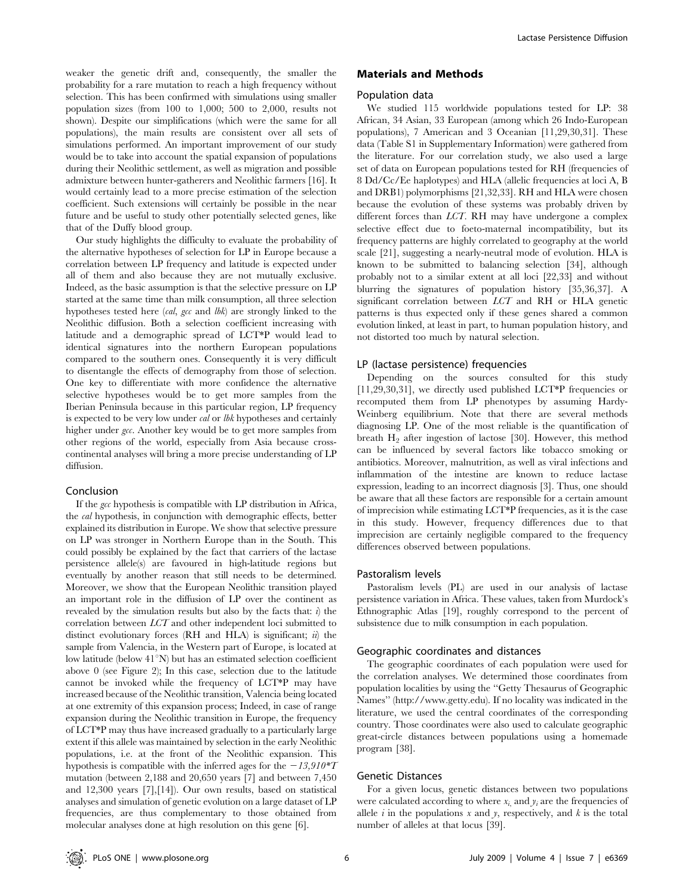weaker the genetic drift and, consequently, the smaller the probability for a rare mutation to reach a high frequency without selection. This has been confirmed with simulations using smaller population sizes (from 100 to 1,000; 500 to 2,000, results not shown). Despite our simplifications (which were the same for all populations), the main results are consistent over all sets of simulations performed. An important improvement of our study would be to take into account the spatial expansion of populations during their Neolithic settlement, as well as migration and possible admixture between hunter-gatherers and Neolithic farmers [16]. It would certainly lead to a more precise estimation of the selection coefficient. Such extensions will certainly be possible in the near future and be useful to study other potentially selected genes, like that of the Duffy blood group.

Our study highlights the difficulty to evaluate the probability of the alternative hypotheses of selection for LP in Europe because a correlation between LP frequency and latitude is expected under all of them and also because they are not mutually exclusive. Indeed, as the basic assumption is that the selective pressure on LP started at the same time than milk consumption, all three selection hypotheses tested here (*cal*, *gcc* and *lbk*) are strongly linked to the Neolithic diffusion. Both a selection coefficient increasing with latitude and a demographic spread of LCT*P would lead to identical signatures into the northern European populations compared to the southern ones. Consequently it is very difficult to disentangle the effects of demography from those of selection. One key to differentiate with more confidence the alternative selective hypotheses would be to get more samples from the Iberian Peninsula because in this particular region, LP frequency is expected to be very low under *cal* or *lbk* hypotheses and certainly higher under *gcc*. Another key would be to get more samples from other regions of the world, especially from Asia because cross-continental analyses will bring a more precise understanding of LP diffusion.

## Conclusion

If the *gcc* hypothesis is compatible with LP distribution in Africa, the *cal* hypothesis, in conjunction with demographic effects, better explained its distribution in Europe. We show that selective pressure on LP was stronger in Northern Europe than in the South. This could possibly be explained by the fact that carriers of the lactase persistence allele(s) are favoured in high-latitude regions but eventually by another reason that still needs to be determined. Moreover, we show that the European Neolithic transition played an important role in the diffusion of LP over the continent as revealed by the simulation results but also by the facts that: *i*) the correlation between *LCT* and other independent loci submitted to distinct evolutionary forces (RH and HLA) is significant; *ii*) the sample from Valencia, in the Western part of Europe, is located at low latitude (below 41°N) but has an estimated selection coefficient above 0 (see Figure 2); In this case, selection due to the latitude cannot be invoked while the frequency of LCT*P may have increased because of the Neolithic transition, Valencia being located at one extremity of this expansion process; Indeed, in case of range expansion during the Neolithic transition in Europe, the frequency of LCT*P may thus have increased gradually to a particularly large extent if this allele was maintained by selection in the early Neolithic populations, i.e. at the front of the Neolithic expansion. This hypothesis is compatible with the inferred ages for the *−13,910*T* mutation (between 2,188 and 20,650 years [7] and between 7,450 and 12,300 years [7],[14]). Our own results, based on statistical analyses and simulation of genetic evolution on a large dataset of LP frequencies, are thus complementary to those obtained from molecular analyses done at high resolution on this gene [6].

## Materials and Methods

### Population data

We studied 115 worldwide populations tested for LP: 38 African, 34 Asian, 33 European (among which 26 Indo-European populations), 7 American and 3 Oceanian [11,29,30,31]. These data (Table S1 in Supplementary Information) were gathered from the literature. For our correlation study, we also used a large set of data on European populations tested for RH (frequencies of 8 Dd/Cc/Ee haplotypes) and HLA (allelic frequencies at loci A, B and DRB1) polymorphisms [21,32,33]. RH and HLA were chosen because the evolution of these systems was probably driven by different forces than *LCT*. RH may have undergone a complex selective effect due to foeto-maternal incompatibility, but its frequency patterns are highly correlated to geography at the world scale [21], suggesting a nearly-neutral mode of evolution. HLA is known to be submitted to balancing selection [34], although probably not to a similar extent at all loci [22,33] and without blurring the signatures of population history [35,36,37]. A significant correlation between *LCT* and RH or HLA genetic patterns is thus expected only if these genes shared a common evolution linked, at least in part, to human population history, and not distorted too much by natural selection.

### LP (lactase persistence) frequencies

Depending on the sources consulted for this study [11,29,30,31], we directly used published LCT*P frequencies or recomputed them from LP phenotypes by assuming Hardy-Weinberg equilibrium. Note that there are several methods diagnosing LP. One of the most reliable is the quantification of breath $H_2$ after ingestion of lactose [30]. However, this method can be influenced by several factors like tobacco smoking or antibiotics. Moreover, malnutrition, as well as viral infections and inflammation of the intestine are known to reduce lactase expression, leading to an incorrect diagnosis [3]. Thus, one should be aware that all these factors are responsible for a certain amount of imprecision while estimating LCT*P frequencies, as it is the case in this study. However, frequency differences due to that imprecision are certainly negligible compared to the frequency differences observed between populations.

### Pastoralism levels

Pastoralism levels (PL) are used in our analysis of lactase persistence variation in Africa. These values, taken from Murdock's Ethnographic Atlas [19], roughly correspond to the percent of subsistence due to milk consumption in each population.

### Geographic coordinates and distances

The geographic coordinates of each population were used for the correlation analyses. We determined those coordinates from population localities by using the "Getty Thesaurus of Geographic Names" (http://www.getty.edu). If no locality was indicated in the literature, we used the central coordinates of the corresponding country. Those coordinates were also used to calculate geographic great-circle distances between populations using a homemade program [38].

### Genetic Distances

For a given locus, genetic distances between two populations were calculated according to where $x_i$ and $y_i$ are the frequencies of allele $i$ in the populations $x$ and $y$, respectively, and $k$ is the total number of alleles at that locus [39].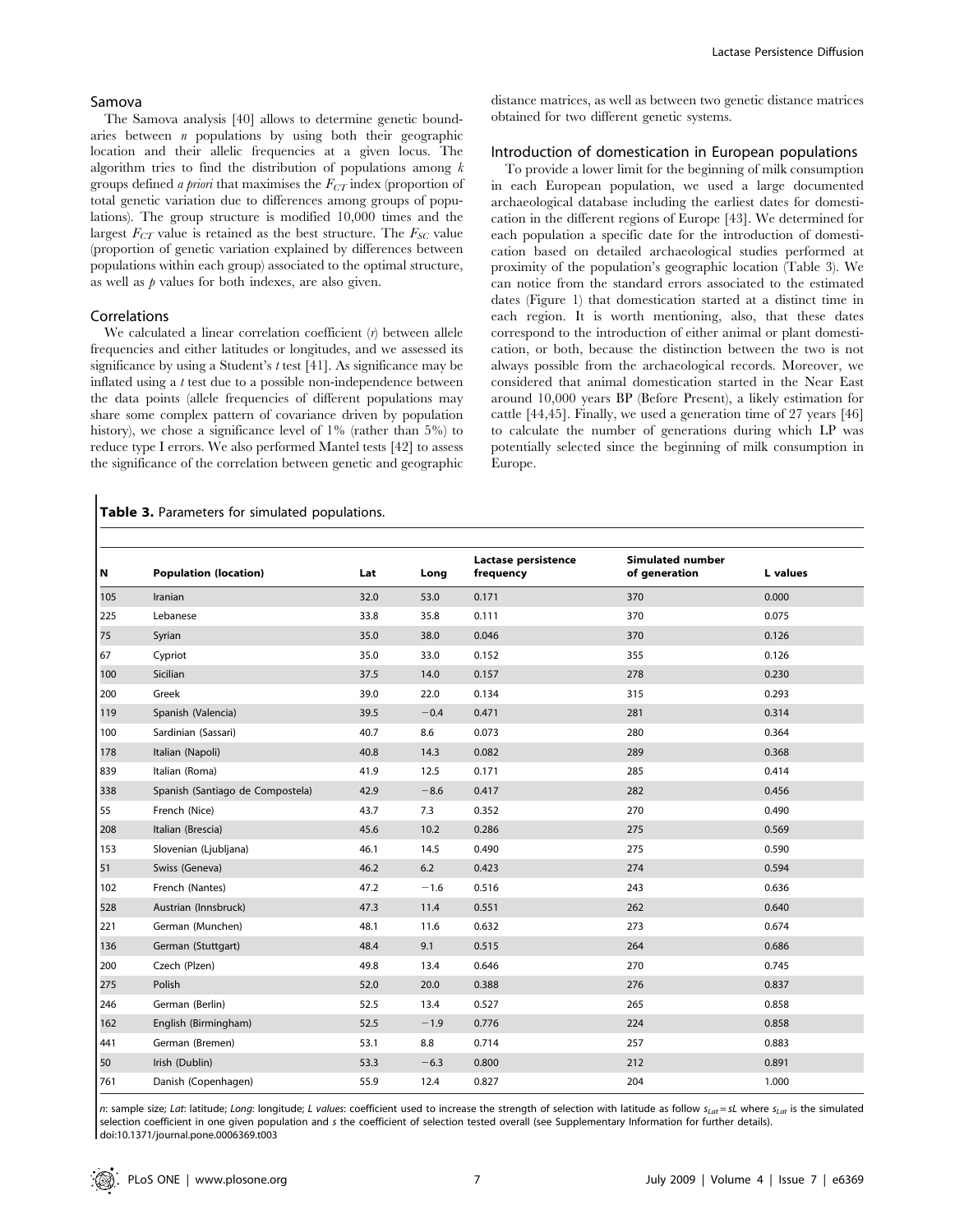### Samova

The Samova analysis [40] allows to determine genetic boundaries between *n* populations by using both their geographic location and their allelic frequencies at a given locus. The algorithm tries to find the distribution of populations among *k* groups defined *a priori* that maximises the $F_{CT}$ index (proportion of total genetic variation due to differences among groups of populations). The group structure is modified 10,000 times and the largest $F_{CT}$ value is retained as the best structure. The $F_{SC}$ value (proportion of genetic variation explained by differences between populations within each group) associated to the optimal structure, as well as *p* values for both indexes, are also given.

### Correlations

We calculated a linear correlation coefficient (*r*) between allele frequencies and either latitudes or longitudes, and we assessed its significance by using a Student's *t* test [41]. As significance may be inflated using a *t* test due to a possible non-independence between the data points (allele frequencies of different populations may share some complex pattern of covariance driven by population history), we chose a significance level of 1% (rather than 5%) to reduce type I errors. We also performed Mantel tests [42] to assess the significance of the correlation between genetic and geographic distance matrices, as well as between two genetic distance matrices obtained for two different genetic systems.

### Introduction of domestication in European populations

To provide a lower limit for the beginning of milk consumption in each European population, we used a large documented archaeological database including the earliest dates for domestication in the different regions of Europe [43]. We determined for each population a specific date for the introduction of domestication based on detailed archaeological studies performed at proximity of the population's geographic location (Table 3). We can notice from the standard errors associated to the estimated dates (Figure 1) that domestication started at a distinct time in each region. It is worth mentioning, also, that these dates correspond to the introduction of either animal or plant domestication, or both, because the distinction between the two is not always possible from the archaeological records. Moreover, we considered that animal domestication started in the Near East around 10,000 years BP (Before Present), a likely estimation for cattle [44,45]. Finally, we used a generation time of 27 years [46] to calculate the number of generations during which LP was potentially selected since the beginning of milk consumption in Europe.

**Table 3.** Parameters for simulated populations.

| N | Population (location) | Lat | Long | Lactase persistence frequency | Simulated number of generation | L values |
|---|---|---|---|---|---|---|
| 105 | Iranian | 32.0 | 53.0 | 0.171 | 370 | 0.000 |
| 225 | Lebanese | 33.8 | 35.8 | 0.111 | 370 | 0.075 |
| 75 | Syrian | 35.0 | 38.0 | 0.046 | 370 | 0.126 |
| 67 | Cypriot | 35.0 | 33.0 | 0.152 | 355 | 0.126 |
| 100 | Sicilian | 37.5 | 14.0 | 0.157 | 278 | 0.230 |
| 200 | Greek | 39.0 | 22.0 | 0.134 | 315 | 0.293 |
| 119 | Spanish (Valencia) | 39.5 | −0.4 | 0.471 | 281 | 0.314 |
| 100 | Sardinian (Sassari) | 40.7 | 8.6 | 0.073 | 280 | 0.364 |
| 178 | Italian (Napoli) | 40.8 | 14.3 | 0.082 | 289 | 0.368 |
| 839 | Italian (Roma) | 41.9 | 12.5 | 0.171 | 285 | 0.414 |
| 338 | Spanish (Santiago de Compostela) | 42.9 | −8.6 | 0.417 | 282 | 0.456 |
| 55 | French (Nice) | 43.7 | 7.3 | 0.352 | 270 | 0.490 |
| 208 | Italian (Brescia) | 45.6 | 10.2 | 0.286 | 275 | 0.569 |
| 153 | Slovenian (Ljubljana) | 46.1 | 14.5 | 0.490 | 275 | 0.590 |
| 51 | Swiss (Geneva) | 46.2 | 6.2 | 0.423 | 274 | 0.594 |
| 102 | French (Nantes) | 47.2 | −1.6 | 0.516 | 243 | 0.636 |
| 528 | Austrian (Innsbruck) | 47.3 | 11.4 | 0.551 | 262 | 0.640 |
| 221 | German (Munchen) | 48.1 | 11.6 | 0.632 | 273 | 0.674 |
| 136 | German (Stuttgart) | 48.4 | 9.1 | 0.515 | 264 | 0.686 |
| 200 | Czech (Plzen) | 49.8 | 13.4 | 0.646 | 270 | 0.745 |
| 275 | Polish | 52.0 | 20.0 | 0.388 | 276 | 0.837 |
| 246 | German (Berlin) | 52.5 | 13.4 | 0.527 | 265 | 0.858 |
| 162 | English (Birmingham) | 52.5 | −1.9 | 0.776 | 224 | 0.858 |
| 441 | German (Bremen) | 53.1 | 8.8 | 0.714 | 257 | 0.883 |
| 50 | Irish (Dublin) | 53.3 | −6.3 | 0.800 | 212 | 0.891 |
| 761 | Danish (Copenhagen) | 55.9 | 12.4 | 0.827 | 204 | 1.000 |

*n*: sample size; *Lat*: latitude; *Long*: longitude; *L values*: coefficient used to increase the strength of selection with latitude as follow $s_{Lat} = sL$ where $s_{Lat}$ is the simulated selection coefficient in one given population and *s* the coefficient of selection tested overall (see Supplementary Information for further details).
doi:10.1371/journal.pone.0006369.t003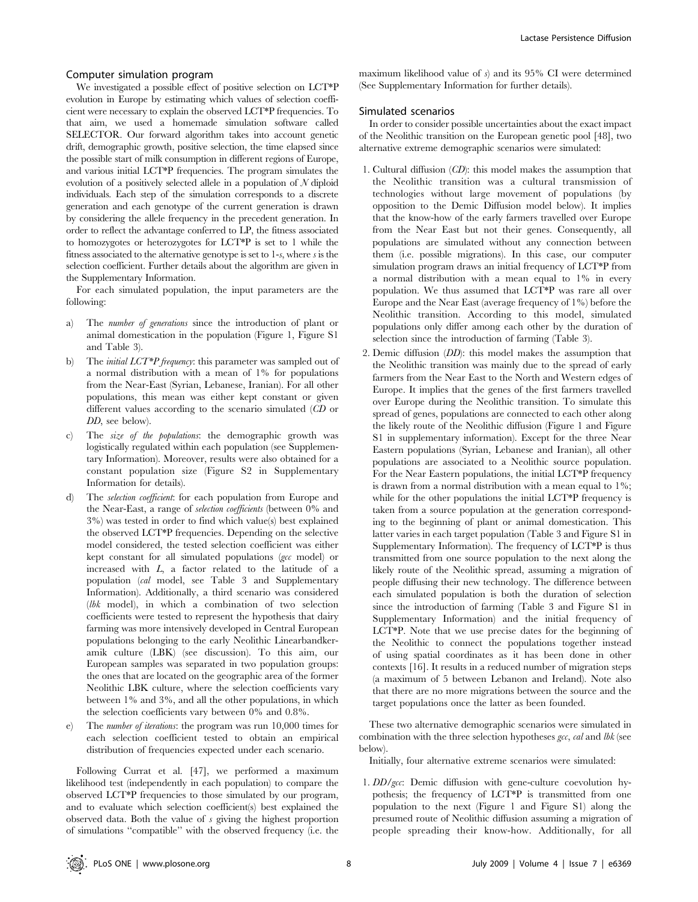### Computer simulation program

We investigated a possible effect of positive selection on LCT*P evolution in Europe by estimating which values of selection coefficient were necessary to explain the observed LCT*P frequencies. To that aim, we used a homemade simulation software called SELECTOR. Our forward algorithm takes into account genetic drift, demographic growth, positive selection, the time elapsed since the possible start of milk consumption in different regions of Europe, and various initial LCT*P frequencies. The program simulates the evolution of a positively selected allele in a population of $N$ diploid individuals. Each step of the simulation corresponds to a discrete generation and each genotype of the current generation is drawn by considering the allele frequency in the precedent generation. In order to reflect the advantage conferred to LP, the fitness associated to homozygotes or heterozygotes for LCT*P is set to 1 while the fitness associated to the alternative genotype is set to 1-$s$, where $s$ is the selection coefficient. Further details about the algorithm are given in the Supplementary Information.

For each simulated population, the input parameters are the following:

a) The *number of generations* since the introduction of plant or animal domestication in the population (Figure 1, Figure S1 and Table 3).
b) The *initial LCT*P frequency*: this parameter was sampled out of a normal distribution with a mean of 1% for populations from the Near-East (Syrian, Lebanese, Iranian). For all other populations, this mean was either kept constant or given different values according to the scenario simulated (*CD* or *DD*, see below).
c) The *size of the populations*: the demographic growth was logistically regulated within each population (see Supplementary Information). Moreover, results were also obtained for a constant population size (Figure S2 in Supplementary Information for details).
d) The *selection coefficient*: for each population from Europe and the Near-East, a range of *selection coefficients* (between 0% and 3%) was tested in order to find which value(s) best explained the observed LCT*P frequencies. Depending on the selective model considered, the tested selection coefficient was either kept constant for all simulated populations (*gcc* model) or increased with $L$, a factor related to the latitude of a population (*cal* model, see Table 3 and Supplementary Information). Additionally, a third scenario was considered (*lbk* model), in which a combination of two selection coefficients were tested to represent the hypothesis that dairy farming was more intensively developed in Central European populations belonging to the early Neolithic Linearbandkeramik culture (LBK) (see discussion). To this aim, our European samples was separated in two population groups: the ones that are located on the geographic area of the former Neolithic LBK culture, where the selection coefficients vary between 1% and 3%, and all the other populations, in which the selection coefficients vary between 0% and 0.8%.
e) The *number of iterations*: the program was run 10,000 times for each selection coefficient tested to obtain an empirical distribution of frequencies expected under each scenario.

Following Currat et al. [47], we performed a maximum likelihood test (independently in each population) to compare the observed LCT*P frequencies to those simulated by our program, and to evaluate which selection coefficient(s) best explained the observed data. Both the value of $s$ giving the highest proportion of simulations "compatible" with the observed frequency (i.e. the maximum likelihood value of $s$) and its 95% CI were determined (See Supplementary Information for further details).

### Simulated scenarios

In order to consider possible uncertainties about the exact impact of the Neolithic transition on the European genetic pool [48], two alternative extreme demographic scenarios were simulated:

1. Cultural diffusion (*CD*): this model makes the assumption that the Neolithic transition was a cultural transmission of technologies without large movement of populations (by opposition to the Demic Diffusion model below). It implies that the know-how of the early farmers travelled over Europe from the Near East but not their genes. Consequently, all populations are simulated without any connection between them (i.e. possible migrations). In this case, our computer simulation program draws an initial frequency of LCT*P from a normal distribution with a mean equal to 1% in every population. We thus assumed that LCT*P was rare all over Europe and the Near East (average frequency of 1%) before the Neolithic transition. According to this model, simulated populations only differ among each other by the duration of selection since the introduction of farming (Table 3).
2. Demic diffusion (*DD*): this model makes the assumption that the Neolithic transition was mainly due to the spread of early farmers from the Near East to the North and Western edges of Europe. It implies that the genes of the first farmers travelled over Europe during the Neolithic transition. To simulate this spread of genes, populations are connected to each other along the likely route of the Neolithic diffusion (Figure 1 and Figure S1 in supplementary information). Except for the three Near Eastern populations (Syrian, Lebanese and Iranian), all other populations are associated to a Neolithic source population. For the Near Eastern populations, the initial LCT*P frequency is drawn from a normal distribution with a mean equal to 1%; while for the other populations the initial LCT*P frequency is taken from a source population at the generation corresponding to the beginning of plant or animal domestication. This latter varies in each target population (Table 3 and Figure S1 in Supplementary Information). The frequency of LCT*P is thus transmitted from one source population to the next along the likely route of the Neolithic spread, assuming a migration of people diffusing their new technology. The difference between each simulated population is both the duration of selection since the introduction of farming (Table 3 and Figure S1 in Supplementary Information) and the initial frequency of LCT*P. Note that we use precise dates for the beginning of the Neolithic to connect the populations together instead of using spatial coordinates as it has been done in other contexts [16]. It results in a reduced number of migration steps (a maximum of 5 between Lebanon and Ireland). Note also that there are no more migrations between the source and the target populations once the latter as been founded.

These two alternative demographic scenarios were simulated in combination with the three selection hypotheses *gcc*, *cal* and *lbk* (see below).

Initially, four alternative extreme scenarios were simulated:

1. *DD/gcc*: Demic diffusion with gene-culture coevolution hypothesis; the frequency of LCT*P is transmitted from one population to the next (Figure 1 and Figure S1) along the presumed route of Neolithic diffusion assuming a migration of people spreading their know-how. Additionally, for all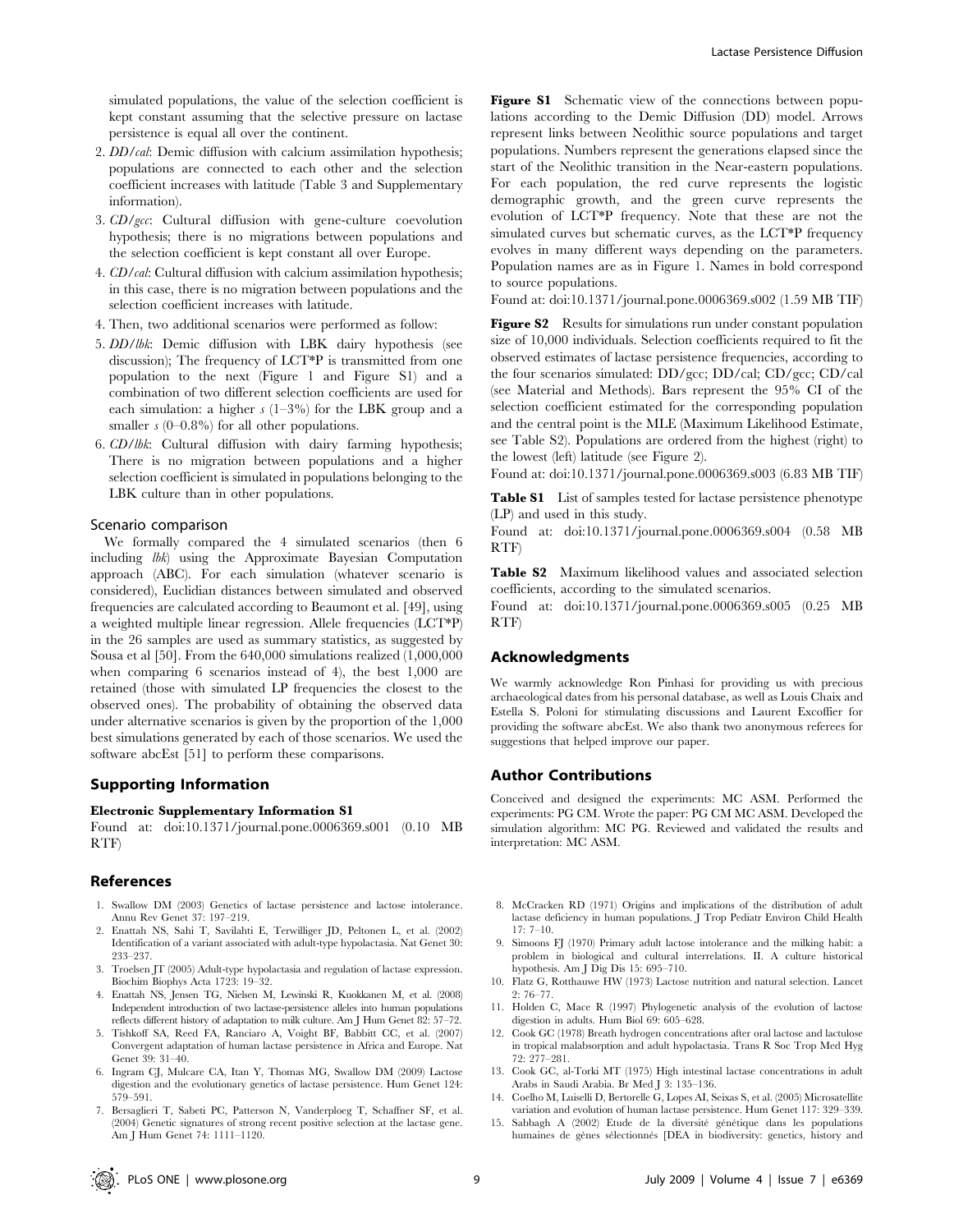simulated populations, the value of the selection coefficient is kept constant assuming that the selective pressure on lactase persistence is equal all over the continent.

2. *DD/cal*: Demic diffusion with calcium assimilation hypothesis; populations are connected to each other and the selection coefficient increases with latitude (Table 3 and Supplementary information).
3. *CD/gcc*: Cultural diffusion with gene-culture coevolution hypothesis; there is no migrations between populations and the selection coefficient is kept constant all over Europe.
4. *CD/cal*: Cultural diffusion with calcium assimilation hypothesis; in this case, there is no migration between populations and the selection coefficient increases with latitude.
4. Then, two additional scenarios were performed as follow:
5. *DD/lbk*: Demic diffusion with LBK dairy hypothesis (see discussion); The frequency of LCT*P is transmitted from one population to the next (Figure 1 and Figure S1) and a combination of two different selection coefficients are used for each simulation: a higher *s* (1–3%) for the LBK group and a smaller *s* (0–0.8%) for all other populations.
6. *CD/lbk*: Cultural diffusion with dairy farming hypothesis; There is no migration between populations and a higher selection coefficient is simulated in populations belonging to the LBK culture than in other populations.

### Scenario comparison

We formally compared the 4 simulated scenarios (then 6 including *lbk*) using the Approximate Bayesian Computation approach (ABC). For each simulation (whatever scenario is considered), Euclidian distances between simulated and observed frequencies are calculated according to Beaumont et al. [49], using a weighted multiple linear regression. Allele frequencies (LCT*P) in the 26 samples are used as summary statistics, as suggested by Sousa et al [50]. From the 640,000 simulations realized (1,000,000 when comparing 6 scenarios instead of 4), the best 1,000 are retained (those with simulated LP frequencies the closest to the observed ones). The probability of obtaining the observed data under alternative scenarios is given by the proportion of the 1,000 best simulations generated by each of those scenarios. We used the software abcEst [51] to perform these comparisons.

## Supporting Information

**Electronic Supplementary Information S1**

Found at: doi:10.1371/journal.pone.0006369.s001 (0.10 MB RTF)

**Figure S1** Schematic view of the connections between populations according to the Demic Diffusion (DD) model. Arrows represent links between Neolithic source populations and target populations. Numbers represent the generations elapsed since the start of the Neolithic transition in the Near-eastern populations. For each population, the red curve represents the logistic demographic growth, and the green curve represents the evolution of LCT*P frequency. Note that these are not the simulated curves but schematic curves, as the LCT*P frequency evolves in many different ways depending on the parameters. Population names are as in Figure 1. Names in bold correspond to source populations.

Found at: doi:10.1371/journal.pone.0006369.s002 (1.59 MB TIF)

**Figure S2** Results for simulations run under constant population size of 10,000 individuals. Selection coefficients required to fit the observed estimates of lactase persistence frequencies, according to the four scenarios simulated: DD/gcc; DD/cal; CD/gcc; CD/cal (see Material and Methods). Bars represent the 95% CI of the selection coefficient estimated for the corresponding population and the central point is the MLE (Maximum Likelihood Estimate, see Table S2). Populations are ordered from the highest (right) to the lowest (left) latitude (see Figure 2).

Found at: doi:10.1371/journal.pone.0006369.s003 (6.83 MB TIF)

**Table S1** List of samples tested for lactase persistence phenotype (LP) and used in this study.

Found at: doi:10.1371/journal.pone.0006369.s004 (0.58 MB RTF)

**Table S2** Maximum likelihood values and associated selection coefficients, according to the simulated scenarios.

Found at: doi:10.1371/journal.pone.0006369.s005 (0.25 MB RTF)

## Acknowledgments

We warmly acknowledge Ron Pinhasi for providing us with precious archaeological dates from his personal database, as well as Louis Chaix and Estella S. Poloni for stimulating discussions and Laurent Excoffier for providing the software abcEst. We also thank two anonymous referees for suggestions that helped improve our paper.

## Author Contributions

Conceived and designed the experiments: MC ASM. Performed the experiments: PG CM. Wrote the paper: PG CM MC ASM. Developed the simulation algorithm: MC PG. Reviewed and validated the results and interpretation: MC ASM.

## References

1. Swallow DM (2003) Genetics of lactase persistence and lactose intolerance. Annu Rev Genet 37: 197–219.
2. Enattah NS, Sahi T, Savilahti E, Terwilliger JD, Peltonen L, et al. (2002) Identification of a variant associated with adult-type hypolactasia. Nat Genet 30: 233–237.
3. Troelsen JT (2005) Adult-type hypolactasia and regulation of lactase expression. Biochim Biophys Acta 1723: 19–32.
4. Enattah NS, Jensen TG, Nielsen M, Lewinski R, Kuokkanen M, et al. (2008) Independent introduction of two lactase-persistence alleles into human populations reflects different history of adaptation to milk culture. Am J Hum Genet 82: 57–72.
5. Tishkoff SA, Reed FA, Ranciaro A, Voight BF, Babbitt CC, et al. (2007) Convergent adaptation of human lactase persistence in Africa and Europe. Nat Genet 39: 31–40.
6. Ingram CJ, Mulcare CA, Itan Y, Thomas MG, Swallow DM (2009) Lactose digestion and the evolutionary genetics of lactase persistence. Hum Genet 124: 579–591.
7. Bersaglieri T, Sabeti PC, Patterson N, Vanderploeg T, Schaffner SF, et al. (2004) Genetic signatures of strong recent positive selection at the lactase gene. Am J Hum Genet 74: 1111–1120.
8. McCracken RD (1971) Origins and implications of the distribution of adult lactase deficiency in human populations. J Trop Pediatr Environ Child Health 17: 7–10.
9. Simoons FJ (1970) Primary adult lactose intolerance and the milking habit: a problem in biological and cultural interrelations. II. A culture historical hypothesis. Am J Dig Dis 15: 695–710.
10. Flatz G, Rotthauwe HW (1973) Lactose nutrition and natural selection. Lancet 2: 76–77.
11. Holden C, Mace R (1997) Phylogenetic analysis of the evolution of lactose digestion in adults. Hum Biol 69: 605–628.
12. Cook GC (1978) Breath hydrogen concentrations after oral lactose and lactulose in tropical malabsorption and adult hypolactasia. Trans R Soc Trop Med Hyg 72: 277–281.
13. Cook GC, al-Torki MT (1975) High intestinal lactase concentrations in adult Arabs in Saudi Arabia. Br Med J 3: 135–136.
14. Coelho M, Luiselli D, Bertorelle G, Lopes AI, Seixas S, et al. (2005) Microsatellite variation and evolution of human lactase persistence. Hum Genet 117: 329–339.
15. Sabbagh A (2002) Etude de la diversité génétique dans les populations humaines de gènes sélectionnés [DEA in biodiversity: genetics, history and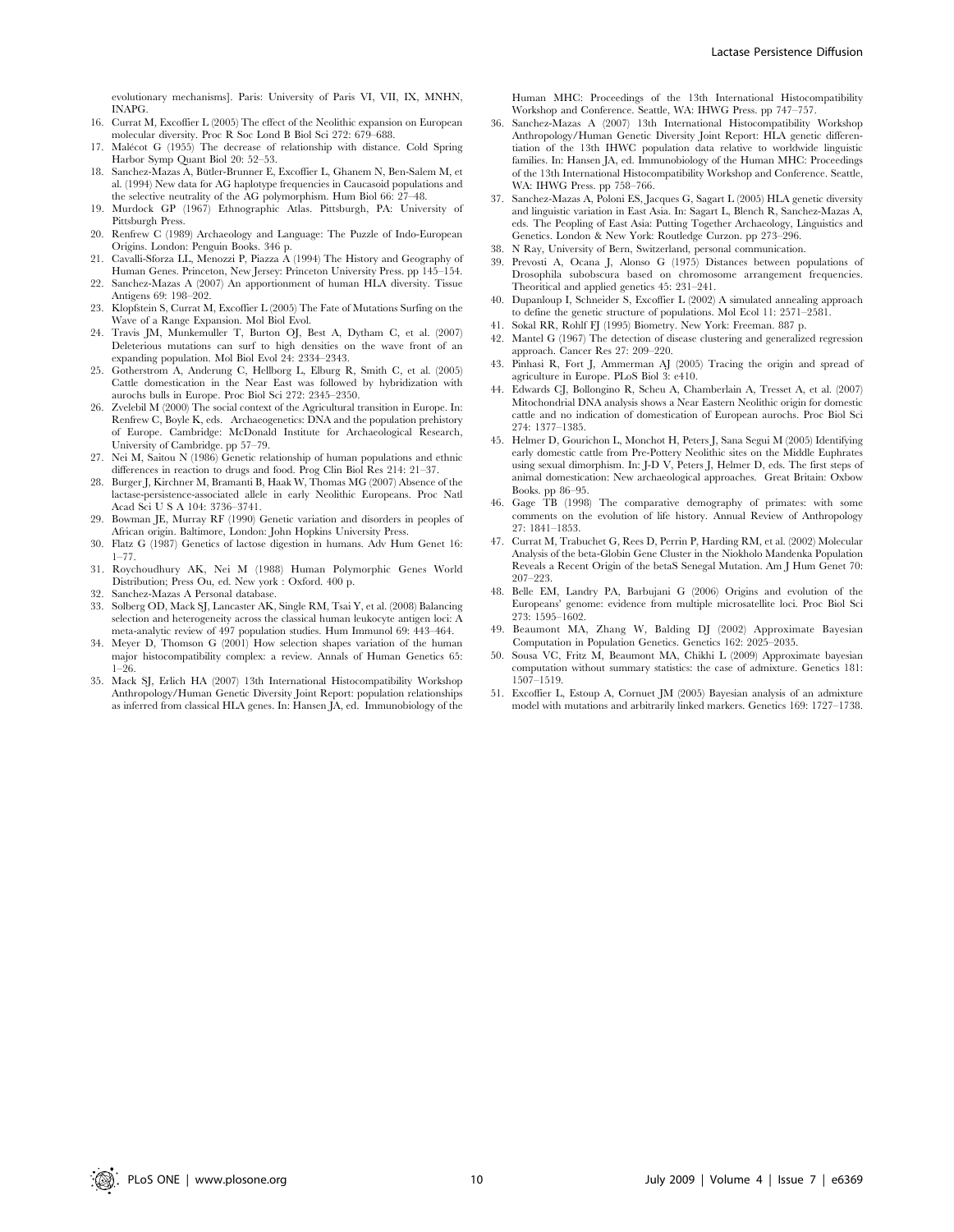evolutionary mechanisms]. Paris: University of Paris VI, VII, IX, MNHN, INAPG.

16. Currat M, Excoffier L (2005) The effect of the Neolithic expansion on European molecular diversity. Proc R Soc Lond B Biol Sci 272: 679–688.
17. Malécot G (1955) The decrease of relationship with distance. Cold Spring Harbor Symp Quant Biol 20: 52–53.
18. Sanchez-Mazas A, Bütler-Brunner E, Excoffier L, Ghanem N, Ben-Salem M, et al. (1994) New data for AG haplotype frequencies in Caucasoid populations and the selective neutrality of the AG polymorphism. Hum Biol 66: 27–48.
19. Murdock GP (1967) Ethnographic Atlas. Pittsburgh, PA: University of Pittsburgh Press.
20. Renfrew C (1989) Archaeology and Language: The Puzzle of Indo-European Origins. London: Penguin Books. 346 p.
21. Cavalli-Sforza LL, Menozzi P, Piazza A (1994) The History and Geography of Human Genes. Princeton, New Jersey: Princeton University Press. pp 145–154.
22. Sanchez-Mazas A (2007) An apportionment of human HLA diversity. Tissue Antigens 69: 198–202.
23. Klopfstein S, Currat M, Excoffier L (2005) The Fate of Mutations Surfing on the Wave of a Range Expansion. Mol Biol Evol.
24. Travis JM, Munkemuller T, Burton OJ, Best A, Dytham C, et al. (2007) Deleterious mutations can surf to high densities on the wave front of an expanding population. Mol Biol Evol 24: 2334–2343.
25. Gotherstrom A, Anderung C, Hellborg L, Elburg R, Smith C, et al. (2005) Cattle domestication in the Near East was followed by hybridization with aurochs bulls in Europe. Proc Biol Sci 272: 2345–2350.
26. Zvelebil M (2000) The social context of the Agricultural transition in Europe. In: Renfrew C, Boyle K, eds. Archaeogenetics: DNA and the population prehistory of Europe. Cambridge: McDonald Institute for Archaeological Research, University of Cambridge. pp 57–79.
27. Nei M, Saitou N (1986) Genetic relationship of human populations and ethnic differences in reaction to drugs and food. Prog Clin Biol Res 214: 21–37.
28. Burger J, Kirchner M, Bramanti B, Haak W, Thomas MG (2007) Absence of the lactase-persistence-associated allele in early Neolithic Europeans. Proc Natl Acad Sci U S A 104: 3736–3741.
29. Bowman JE, Murray RF (1990) Genetic variation and disorders in peoples of African origin. Baltimore, London: John Hopkins University Press.
30. Flatz G (1987) Genetics of lactose digestion in humans. Adv Hum Genet 16: 1–77.
31. Roychoudhury AK, Nei M (1988) Human Polymorphic Genes World Distribution; Press Ou, ed. New york : Oxford. 400 p.
32. Sanchez-Mazas A Personal database.
33. Solberg OD, Mack SJ, Lancaster AK, Single RM, Tsai Y, et al. (2008) Balancing selection and heterogeneity across the classical human leukocyte antigen loci: A meta-analytic review of 497 population studies. Hum Immunol 69: 443–464.
34. Meyer D, Thomson G (2001) How selection shapes variation of the human major histocompatibility complex: a review. Annals of Human Genetics 65: 1–26.
35. Mack SJ, Erlich HA (2007) 13th International Histocompatibility Workshop Anthropology/Human Genetic Diversity Joint Report: population relationships as inferred from classical HLA genes. In: Hansen JA, ed. Immunobiology of the Human MHC: Proceedings of the 13th International Histocompatibility Workshop and Conference. Seattle, WA: IHWG Press. pp 747–757.
36. Sanchez-Mazas A (2007) 13th International Histocompatibility Workshop Anthropology/Human Genetic Diversity Joint Report: HLA genetic differentiation of the 13th IHWC population data relative to worldwide linguistic families. In: Hansen JA, ed. Immunobiology of the Human MHC: Proceedings of the 13th International Histocompatibility Workshop and Conference. Seattle, WA: IHWG Press. pp 758–766.
37. Sanchez-Mazas A, Poloni ES, Jacques G, Sagart L (2005) HLA genetic diversity and linguistic variation in East Asia. In: Sagart L, Blench R, Sanchez-Mazas A, eds. The Peopling of East Asia: Putting Together Archaeology, Linguistics and Genetics. London & New York: Routledge Curzon. pp 273–296.
38. N Ray, University of Bern, Switzerland, personal communication.
39. Prevosti A, Ocana J, Alonso G (1975) Distances between populations of Drosophila subobscura based on chromosome arrangement frequencies. Theoritical and applied genetics 45: 231–241.
40. Dupanloup I, Schneider S, Excoffier L (2002) A simulated annealing approach to define the genetic structure of populations. Mol Ecol 11: 2571–2581.
41. Sokal RR, Rohlf FJ (1995) Biometry. New York: Freeman. 887 p.
42. Mantel G (1967) The detection of disease clustering and generalized regression approach. Cancer Res 27: 209–220.
43. Pinhasi R, Fort J, Ammerman AJ (2005) Tracing the origin and spread of agriculture in Europe. PLoS Biol 3: e410.
44. Edwards CJ, Bollongino R, Scheu A, Chamberlain A, Tresset A, et al. (2007) Mitochondrial DNA analysis shows a Near Eastern Neolithic origin for domestic cattle and no indication of domestication of European aurochs. Proc Biol Sci 274: 1377–1385.
45. Helmer D, Gourichon L, Monchot H, Peters J, Sana Segui M (2005) Identifying early domestic cattle from Pre-Pottery Neolithic sites on the Middle Euphrates using sexual dimorphism. In: J-D V, Peters J, Helmer D, eds. The first steps of animal domestication: New archaeological approaches. Great Britain: Oxbow Books. pp 86–95.
46. Gage TB (1998) The comparative demography of primates: with some comments on the evolution of life history. Annual Review of Anthropology 27: 1841–1853.
47. Currat M, Trabuchet G, Rees D, Perrin P, Harding RM, et al. (2002) Molecular Analysis of the beta-Globin Gene Cluster in the Niokholo Mandenka Population Reveals a Recent Origin of the betaS Senegal Mutation. Am J Hum Genet 70: 207–223.
48. Belle EM, Landry PA, Barbujani G (2006) Origins and evolution of the Europeans' genome: evidence from multiple microsatellite loci. Proc Biol Sci 273: 1595–1602.
49. Beaumont MA, Zhang W, Balding DJ (2002) Approximate Bayesian Computation in Population Genetics. Genetics 162: 2025–2035.
50. Sousa VC, Fritz M, Beaumont MA, Chikhi L (2009) Approximate bayesian computation without summary statistics: the case of admixture. Genetics 181: 1507–1519.
51. Excoffier L, Estoup A, Cornuet JM (2005) Bayesian analysis of an admixture model with mutations and arbitrarily linked markers. Genetics 169: 1727–1738.